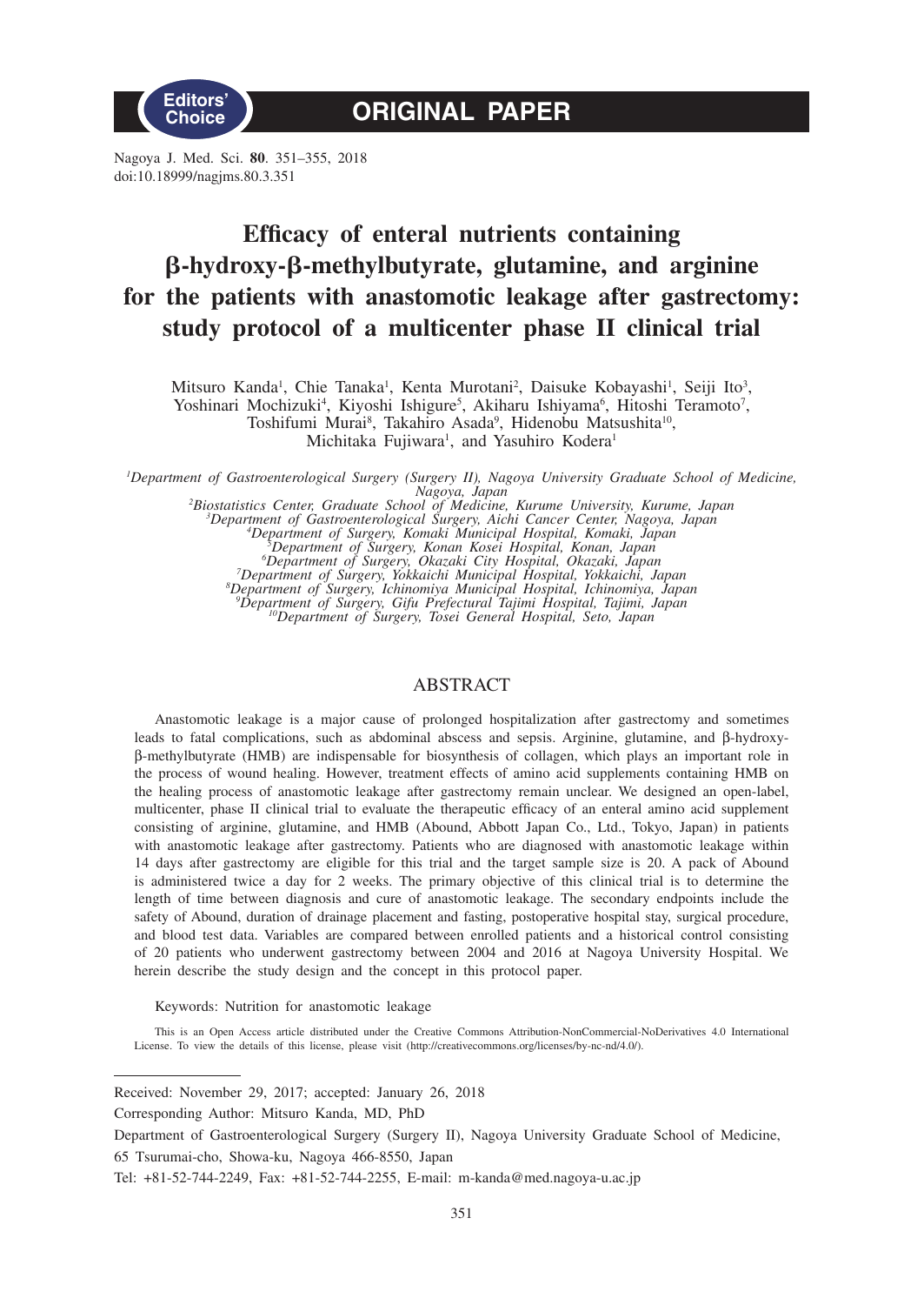Editors' Choice

# ORIGINAL PAPER

Nagoya J. Med. Sci. **80**. 351–355, 2018
doi:10.18999/nagjms.80.3.351

# Efficacy of enteral nutrients containing β-hydroxy-β-methylbutyrate, glutamine, and arginine for the patients with anastomotic leakage after gastrectomy: study protocol of a multicenter phase II clinical trial

Mitsuro Kanda[1], Chie Tanaka[1], Kenta Murotani[2], Daisuke Kobayashi[1], Seiji Ito[3], Yoshinari Mochizuki[4], Kiyoshi Ishigure[5], Akiharu Ishiyama[6], Hitoshi Teramoto[7], Toshifumi Murai[8], Takahiro Asada[9], Hidenobu Matsushita[10], Michitaka Fujiwara[1], and Yasuhiro Kodera[1]

*[1]Department of Gastroenterological Surgery (Surgery II), Nagoya University Graduate School of Medicine, Nagoya, Japan*
*[2]Biostatistics Center, Graduate School of Medicine, Kurume University, Kurume, Japan*
*[3]Department of Gastroenterological Surgery, Aichi Cancer Center, Nagoya, Japan*
*[4]Department of Surgery, Komaki Municipal Hospital, Komaki, Japan*
*[5]Department of Surgery, Konan Kosei Hospital, Konan, Japan*
*[6]Department of Surgery, Okazaki City Hospital, Okazaki, Japan*
*[7]Department of Surgery, Yokkaichi Municipal Hospital, Yokkaichi, Japan*
*[8]Department of Surgery, Ichinomiya Municipal Hospital, Ichinomiya, Japan*
*[9]Department of Surgery, Gifu Prefectural Tajimi Hospital, Tajimi, Japan*
*[10]Department of Surgery, Tosei General Hospital, Seto, Japan*

## ABSTRACT

Anastomotic leakage is a major cause of prolonged hospitalization after gastrectomy and sometimes leads to fatal complications, such as abdominal abscess and sepsis. Arginine, glutamine, and β-hydroxy-β-methylbutyrate (HMB) are indispensable for biosynthesis of collagen, which plays an important role in the process of wound healing. However, treatment effects of amino acid supplements containing HMB on the healing process of anastomotic leakage after gastrectomy remain unclear. We designed an open-label, multicenter, phase II clinical trial to evaluate the therapeutic efficacy of an enteral amino acid supplement consisting of arginine, glutamine, and HMB (Abound, Abbott Japan Co., Ltd., Tokyo, Japan) in patients with anastomotic leakage after gastrectomy. Patients who are diagnosed with anastomotic leakage within 14 days after gastrectomy are eligible for this trial and the target sample size is 20. A pack of Abound is administered twice a day for 2 weeks. The primary objective of this clinical trial is to determine the length of time between diagnosis and cure of anastomotic leakage. The secondary endpoints include the safety of Abound, duration of drainage placement and fasting, postoperative hospital stay, surgical procedure, and blood test data. Variables are compared between enrolled patients and a historical control consisting of 20 patients who underwent gastrectomy between 2004 and 2016 at Nagoya University Hospital. We herein describe the study design and the concept in this protocol paper.

Keywords: Nutrition for anastomotic leakage

This is an Open Access article distributed under the Creative Commons Attribution-NonCommercial-NoDerivatives 4.0 International License. To view the details of this license, please visit (http://creativecommons.org/licenses/by-nc-nd/4.0/).

Received: November 29, 2017; accepted: January 26, 2018

Corresponding Author: Mitsuro Kanda, MD, PhD

Department of Gastroenterological Surgery (Surgery II), Nagoya University Graduate School of Medicine, 65 Tsurumai-cho, Showa-ku, Nagoya 466-8550, Japan

Tel: +81-52-744-2249, Fax: +81-52-744-2255, E-mail: m-kanda@med.nagoya-u.ac.jp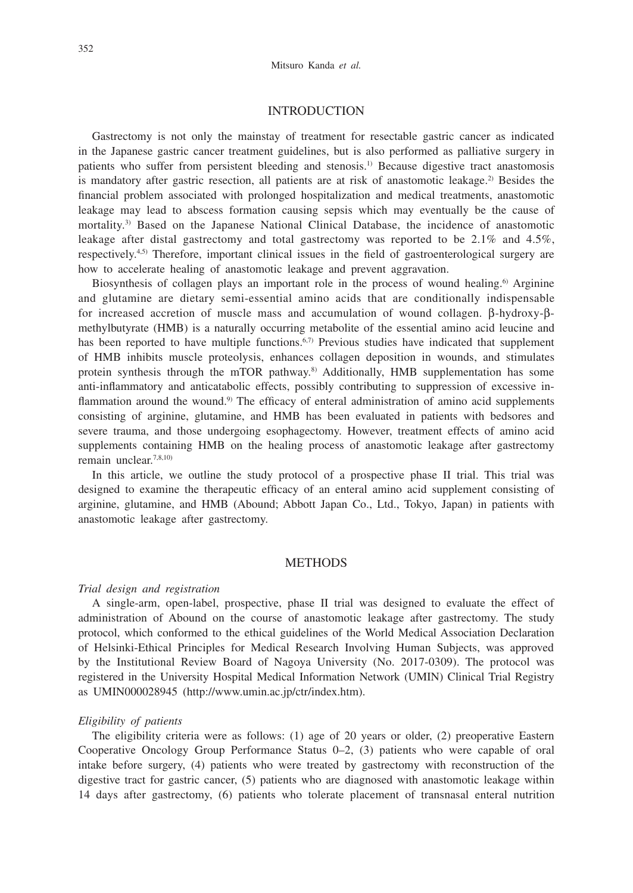## INTRODUCTION

Gastrectomy is not only the mainstay of treatment for resectable gastric cancer as indicated in the Japanese gastric cancer treatment guidelines, but is also performed as palliative surgery in patients who suffer from persistent bleeding and stenosis.[1] Because digestive tract anastomosis is mandatory after gastric resection, all patients are at risk of anastomotic leakage.[2] Besides the financial problem associated with prolonged hospitalization and medical treatments, anastomotic leakage may lead to abscess formation causing sepsis which may eventually be the cause of mortality.[3] Based on the Japanese National Clinical Database, the incidence of anastomotic leakage after distal gastrectomy and total gastrectomy was reported to be 2.1% and 4.5%, respectively.[4,5] Therefore, important clinical issues in the field of gastroenterological surgery are how to accelerate healing of anastomotic leakage and prevent aggravation.

Biosynthesis of collagen plays an important role in the process of wound healing.[6] Arginine and glutamine are dietary semi-essential amino acids that are conditionally indispensable for increased accretion of muscle mass and accumulation of wound collagen. β-hydroxy-β-methylbutyrate (HMB) is a naturally occurring metabolite of the essential amino acid leucine and has been reported to have multiple functions.[6,7] Previous studies have indicated that supplement of HMB inhibits muscle proteolysis, enhances collagen deposition in wounds, and stimulates protein synthesis through the mTOR pathway.[8] Additionally, HMB supplementation has some anti-inflammatory and anticatabolic effects, possibly contributing to suppression of excessive inflammation around the wound.[9] The efficacy of enteral administration of amino acid supplements consisting of arginine, glutamine, and HMB has been evaluated in patients with bedsores and severe trauma, and those undergoing esophagectomy. However, treatment effects of amino acid supplements containing HMB on the healing process of anastomotic leakage after gastrectomy remain unclear.[7,8,10]

In this article, we outline the study protocol of a prospective phase II trial. This trial was designed to examine the therapeutic efficacy of an enteral amino acid supplement consisting of arginine, glutamine, and HMB (Abound; Abbott Japan Co., Ltd., Tokyo, Japan) in patients with anastomotic leakage after gastrectomy.

## METHODS

### *Trial design and registration*

A single-arm, open-label, prospective, phase II trial was designed to evaluate the effect of administration of Abound on the course of anastomotic leakage after gastrectomy. The study protocol, which conformed to the ethical guidelines of the World Medical Association Declaration of Helsinki-Ethical Principles for Medical Research Involving Human Subjects, was approved by the Institutional Review Board of Nagoya University (No. 2017-0309). The protocol was registered in the University Hospital Medical Information Network (UMIN) Clinical Trial Registry as UMIN000028945 (http://www.umin.ac.jp/ctr/index.htm).

### *Eligibility of patients*

The eligibility criteria were as follows: (1) age of 20 years or older, (2) preoperative Eastern Cooperative Oncology Group Performance Status 0–2, (3) patients who were capable of oral intake before surgery, (4) patients who were treated by gastrectomy with reconstruction of the digestive tract for gastric cancer, (5) patients who are diagnosed with anastomotic leakage within 14 days after gastrectomy, (6) patients who tolerate placement of transnasal enteral nutrition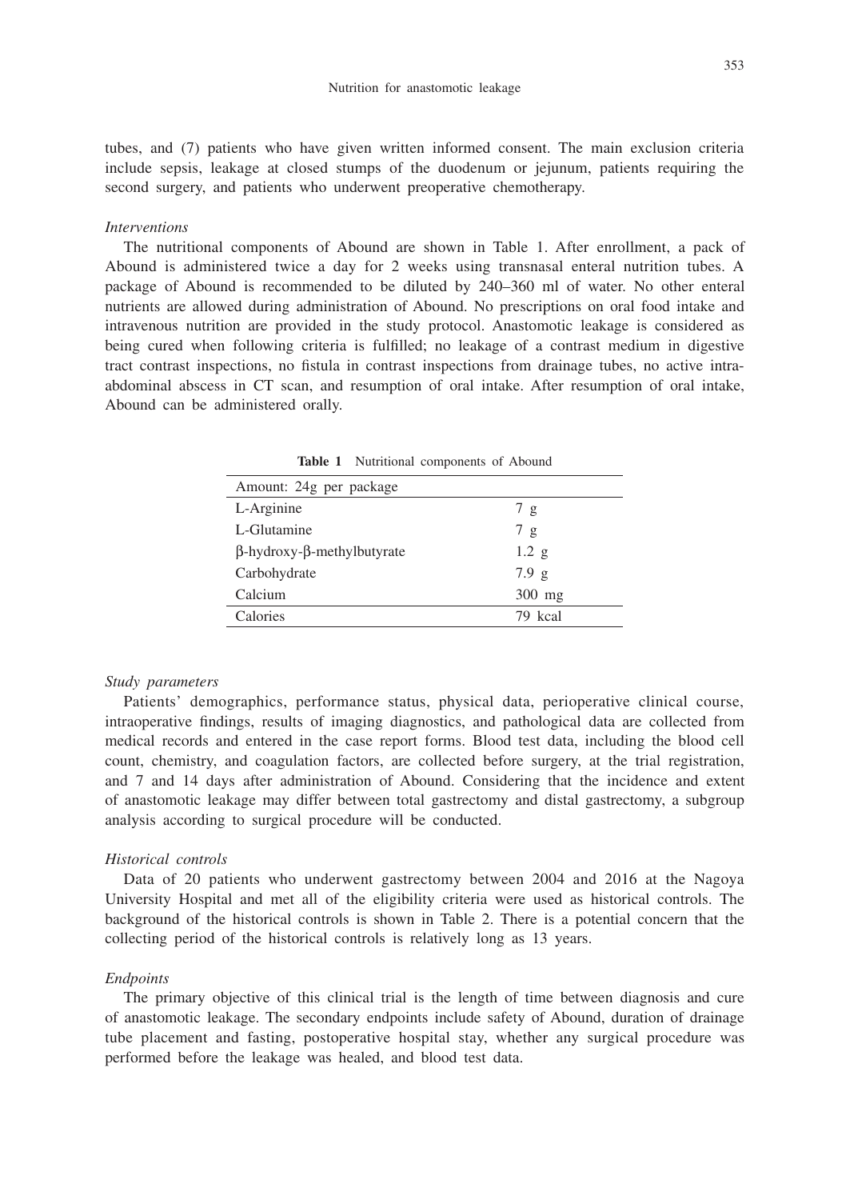tubes, and (7) patients who have given written informed consent. The main exclusion criteria include sepsis, leakage at closed stumps of the duodenum or jejunum, patients requiring the second surgery, and patients who underwent preoperative chemotherapy.

*Interventions*

The nutritional components of Abound are shown in Table 1. After enrollment, a pack of Abound is administered twice a day for 2 weeks using transnasal enteral nutrition tubes. A package of Abound is recommended to be diluted by 240–360 ml of water. No other enteral nutrients are allowed during administration of Abound. No prescriptions on oral food intake and intravenous nutrition are provided in the study protocol. Anastomotic leakage is considered as being cured when following criteria is fulfilled; no leakage of a contrast medium in digestive tract contrast inspections, no fistula in contrast inspections from drainage tubes, no active intra-abdominal abscess in CT scan, and resumption of oral intake. After resumption of oral intake, Abound can be administered orally.

**Table 1** Nutritional components of Abound

| Amount: 24g per package | |
|---|---|
| L-Arginine | 7 g |
| L-Glutamine | 7 g |
| β-hydroxy-β-methylbutyrate | 1.2 g |
| Carbohydrate | 7.9 g |
| Calcium | 300 mg |
| Calories | 79 kcal |

*Study parameters*

Patients' demographics, performance status, physical data, perioperative clinical course, intraoperative findings, results of imaging diagnostics, and pathological data are collected from medical records and entered in the case report forms. Blood test data, including the blood cell count, chemistry, and coagulation factors, are collected before surgery, at the trial registration, and 7 and 14 days after administration of Abound. Considering that the incidence and extent of anastomotic leakage may differ between total gastrectomy and distal gastrectomy, a subgroup analysis according to surgical procedure will be conducted.

*Historical controls*

Data of 20 patients who underwent gastrectomy between 2004 and 2016 at the Nagoya University Hospital and met all of the eligibility criteria were used as historical controls. The background of the historical controls is shown in Table 2. There is a potential concern that the collecting period of the historical controls is relatively long as 13 years.

*Endpoints*

The primary objective of this clinical trial is the length of time between diagnosis and cure of anastomotic leakage. The secondary endpoints include safety of Abound, duration of drainage tube placement and fasting, postoperative hospital stay, whether any surgical procedure was performed before the leakage was healed, and blood test data.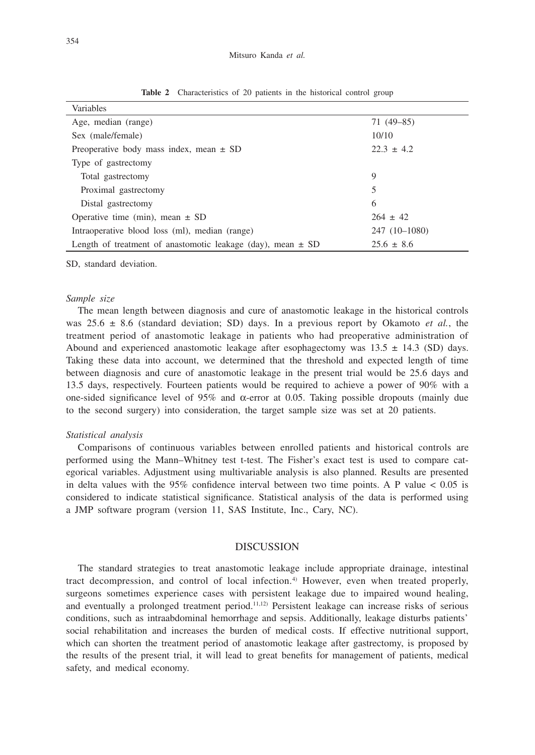**Table 2** Characteristics of 20 patients in the historical control group

| Variables | |
|---|---|
| Age, median (range) | 71 (49–85) |
| Sex (male/female) | 10/10 |
| Preoperative body mass index, mean ± SD | 22.3 ± 4.2 |
| Type of gastrectomy | |
| Total gastrectomy | 9 |
| Proximal gastrectomy | 5 |
| Distal gastrectomy | 6 |
| Operative time (min), mean ± SD | 264 ± 42 |
| Intraoperative blood loss (ml), median (range) | 247 (10–1080) |
| Length of treatment of anastomotic leakage (day), mean ± SD | 25.6 ± 8.6 |

SD, standard deviation.

*Sample size*

The mean length between diagnosis and cure of anastomotic leakage in the historical controls was 25.6 ± 8.6 (standard deviation; SD) days. In a previous report by Okamoto *et al.*, the treatment period of anastomotic leakage in patients who had preoperative administration of Abound and experienced anastomotic leakage after esophagectomy was 13.5 ± 14.3 (SD) days. Taking these data into account, we determined that the threshold and expected length of time between diagnosis and cure of anastomotic leakage in the present trial would be 25.6 days and 13.5 days, respectively. Fourteen patients would be required to achieve a power of 90% with a one-sided significance level of 95% and $\alpha$-error at 0.05. Taking possible dropouts (mainly due to the second surgery) into consideration, the target sample size was set at 20 patients.

*Statistical analysis*

Comparisons of continuous variables between enrolled patients and historical controls are performed using the Mann–Whitney test t-test. The Fisher's exact test is used to compare categorical variables. Adjustment using multivariable analysis is also planned. Results are presented in delta values with the 95% confidence interval between two time points. A P value $< 0.05$ is considered to indicate statistical significance. Statistical analysis of the data is performed using a JMP software program (version 11, SAS Institute, Inc., Cary, NC).

## DISCUSSION

The standard strategies to treat anastomotic leakage include appropriate drainage, intestinal tract decompression, and control of local infection.[4] However, even when treated properly, surgeons sometimes experience cases with persistent leakage due to impaired wound healing, and eventually a prolonged treatment period.[11,12] Persistent leakage can increase risks of serious conditions, such as intraabdominal hemorrhage and sepsis. Additionally, leakage disturbs patients' social rehabilitation and increases the burden of medical costs. If effective nutritional support, which can shorten the treatment period of anastomotic leakage after gastrectomy, is proposed by the results of the present trial, it will lead to great benefits for management of patients, medical safety, and medical economy.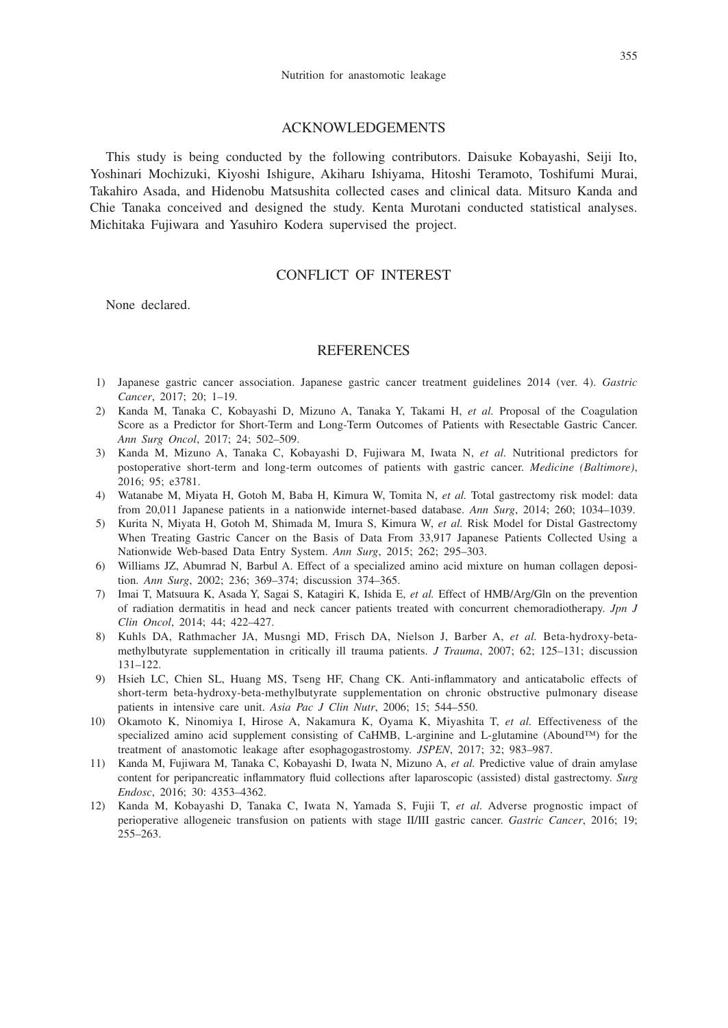## ACKNOWLEDGEMENTS

This study is being conducted by the following contributors. Daisuke Kobayashi, Seiji Ito, Yoshinari Mochizuki, Kiyoshi Ishigure, Akiharu Ishiyama, Hitoshi Teramoto, Toshifumi Murai, Takahiro Asada, and Hidenobu Matsushita collected cases and clinical data. Mitsuro Kanda and Chie Tanaka conceived and designed the study. Kenta Murotani conducted statistical analyses. Michitaka Fujiwara and Yasuhiro Kodera supervised the project.

## CONFLICT OF INTEREST

None declared.

## REFERENCES

1) Japanese gastric cancer association. Japanese gastric cancer treatment guidelines 2014 (ver. 4). *Gastric Cancer*, 2017; 20; 1–19.
2) Kanda M, Tanaka C, Kobayashi D, Mizuno A, Tanaka Y, Takami H, *et al.* Proposal of the Coagulation Score as a Predictor for Short-Term and Long-Term Outcomes of Patients with Resectable Gastric Cancer. *Ann Surg Oncol*, 2017; 24; 502–509.
3) Kanda M, Mizuno A, Tanaka C, Kobayashi D, Fujiwara M, Iwata N, *et al.* Nutritional predictors for postoperative short-term and long-term outcomes of patients with gastric cancer. *Medicine (Baltimore)*, 2016; 95; e3781.
4) Watanabe M, Miyata H, Gotoh M, Baba H, Kimura W, Tomita N, *et al.* Total gastrectomy risk model: data from 20,011 Japanese patients in a nationwide internet-based database. *Ann Surg*, 2014; 260; 1034–1039.
5) Kurita N, Miyata H, Gotoh M, Shimada M, Imura S, Kimura W, *et al.* Risk Model for Distal Gastrectomy When Treating Gastric Cancer on the Basis of Data From 33,917 Japanese Patients Collected Using a Nationwide Web-based Data Entry System. *Ann Surg*, 2015; 262; 295–303.
6) Williams JZ, Abumrad N, Barbul A. Effect of a specialized amino acid mixture on human collagen deposition. *Ann Surg*, 2002; 236; 369–374; discussion 374–365.
7) Imai T, Matsuura K, Asada Y, Sagai S, Katagiri K, Ishida E, *et al.* Effect of HMB/Arg/Gln on the prevention of radiation dermatitis in head and neck cancer patients treated with concurrent chemoradiotherapy. *Jpn J Clin Oncol*, 2014; 44; 422–427.
8) Kuhls DA, Rathmacher JA, Musngi MD, Frisch DA, Nielson J, Barber A, *et al.* Beta-hydroxy-beta-methylbutyrate supplementation in critically ill trauma patients. *J Trauma*, 2007; 62; 125–131; discussion 131–122.
9) Hsieh LC, Chien SL, Huang MS, Tseng HF, Chang CK. Anti-inflammatory and anticatabolic effects of short-term beta-hydroxy-beta-methylbutyrate supplementation on chronic obstructive pulmonary disease patients in intensive care unit. *Asia Pac J Clin Nutr*, 2006; 15; 544–550.
10) Okamoto K, Ninomiya I, Hirose A, Nakamura K, Oyama K, Miyashita T, *et al.* Effectiveness of the specialized amino acid supplement consisting of CaHMB, L-arginine and L-glutamine (Abound™) for the treatment of anastomotic leakage after esophagogastrostomy. *JSPEN*, 2017; 32; 983–987.
11) Kanda M, Fujiwara M, Tanaka C, Kobayashi D, Iwata N, Mizuno A, *et al.* Predictive value of drain amylase content for peripancreatic inflammatory fluid collections after laparoscopic (assisted) distal gastrectomy. *Surg Endosc*, 2016; 30: 4353–4362.
12) Kanda M, Kobayashi D, Tanaka C, Iwata N, Yamada S, Fujii T, *et al.* Adverse prognostic impact of perioperative allogeneic transfusion on patients with stage II/III gastric cancer. *Gastric Cancer*, 2016; 19; 255–263.